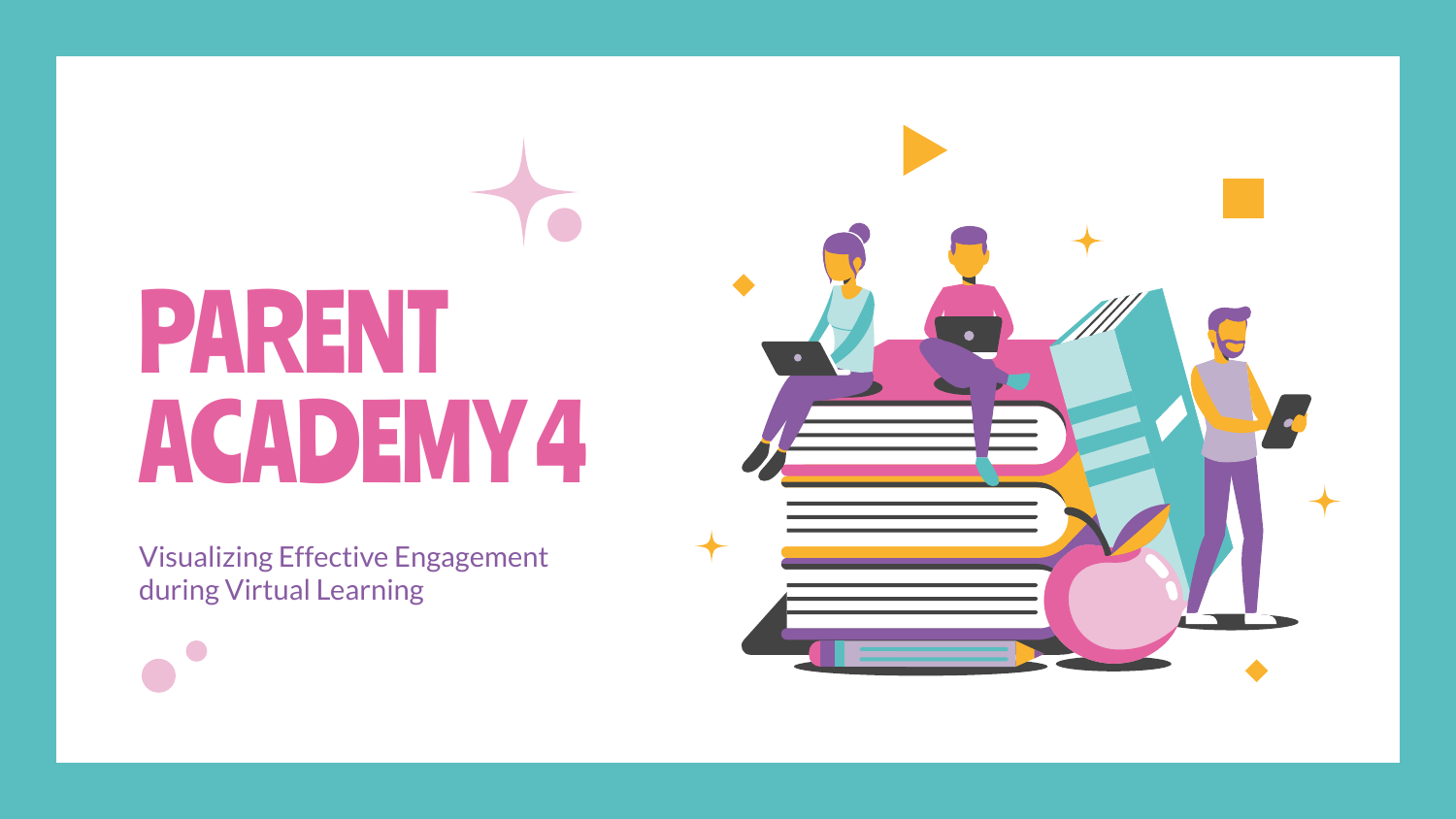# PARENT ACADEMY 4

Visualizing Effective Engagement during Virtual Learning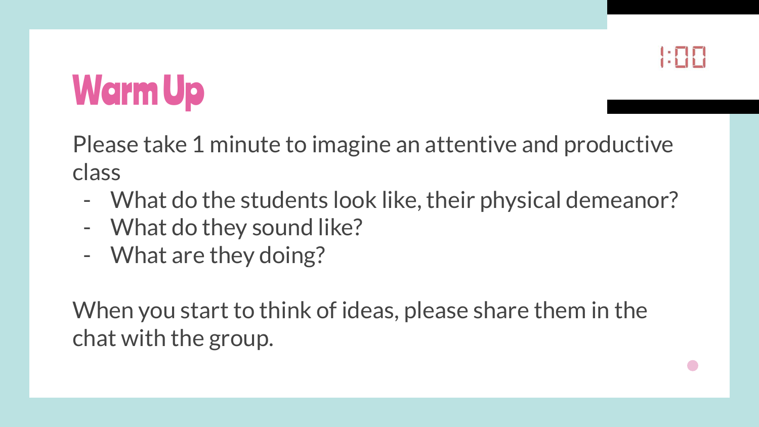# Warm Up

1:00

Please take 1 minute to imagine an attentive and productive class

- What do the students look like, their physical demeanor?
- What do they sound like?
- What are they doing?

When you start to think of ideas, please share them in the chat with the group.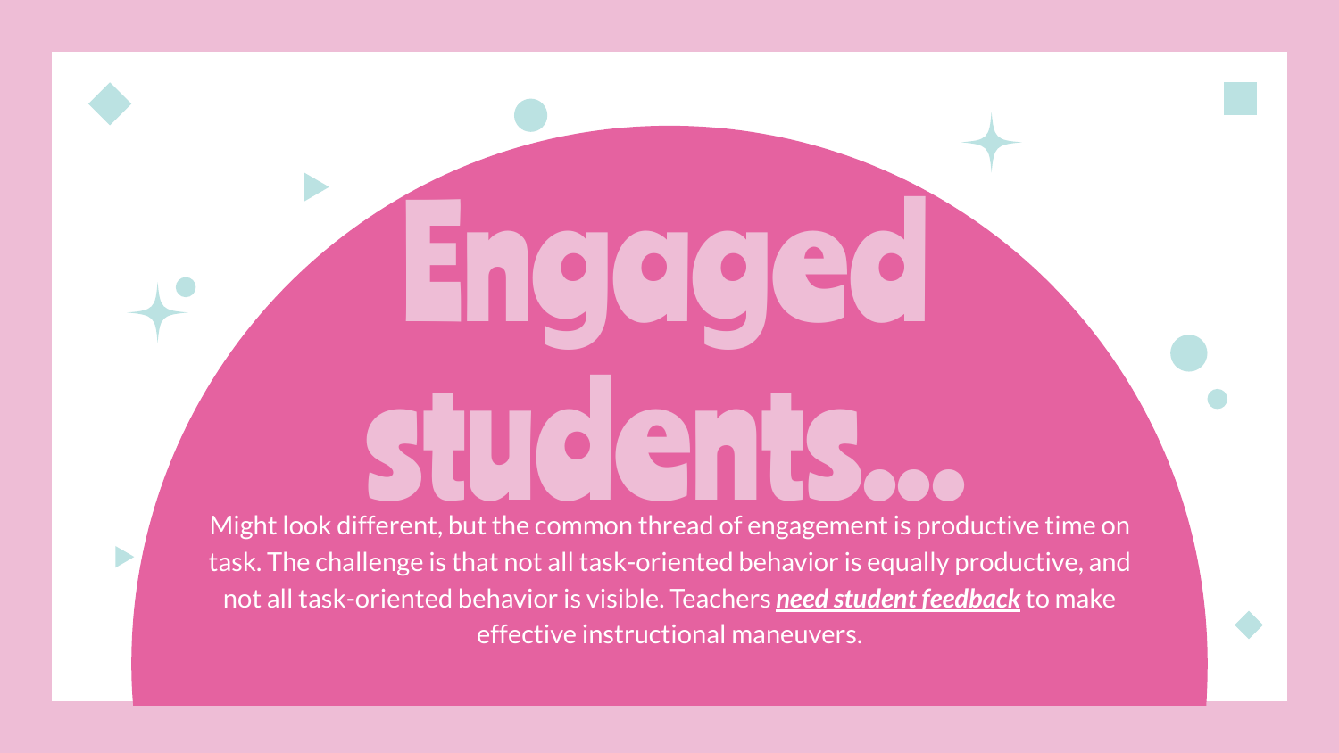# Engaged students...

Might look different, but the common thread of engagement is productive time on task. The challenge is that not all task-oriented behavior is equally productive, and not all task-oriented behavior is visible. Teachers ***need student feedback*** to make effective instructional maneuvers.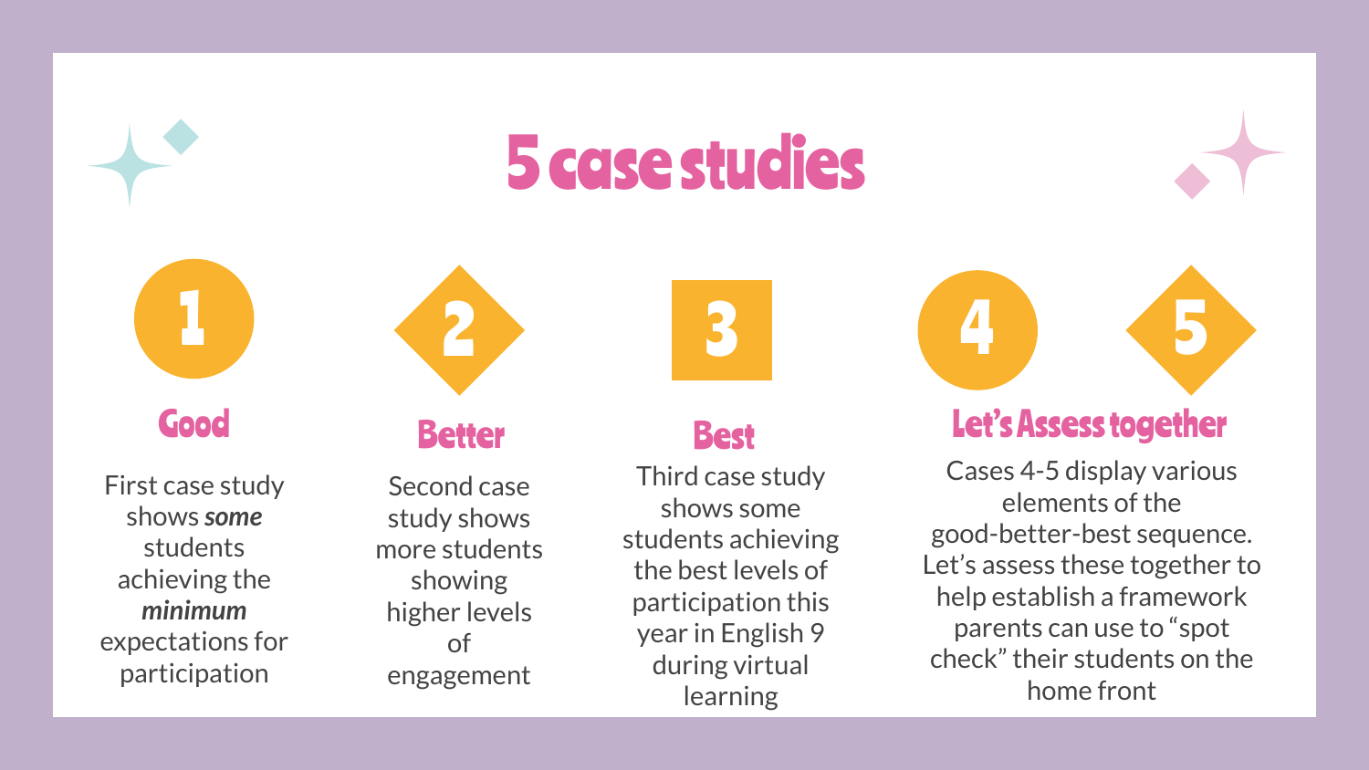# 5 case studies

## 1

### Good

First case study shows ***some*** students achieving the ***minimum*** expectations for participation

## 2

### Better

Second case study shows more students showing higher levels of engagement

## 3

### Best

Third case study shows some students achieving the best levels of participation this year in English 9 during virtual learning

## 4 5

### Let's Assess together

Cases 4-5 display various elements of the good-better-best sequence. Let's assess these together to help establish a framework parents can use to "spot check" their students on the home front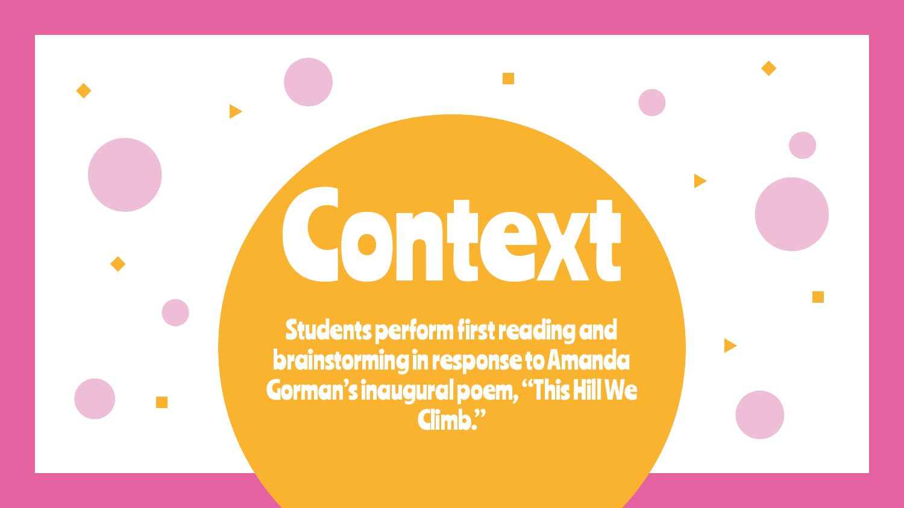# Context

Students perform first reading and brainstorming in response to Amanda Gorman's inaugural poem, "This Hill We Climb."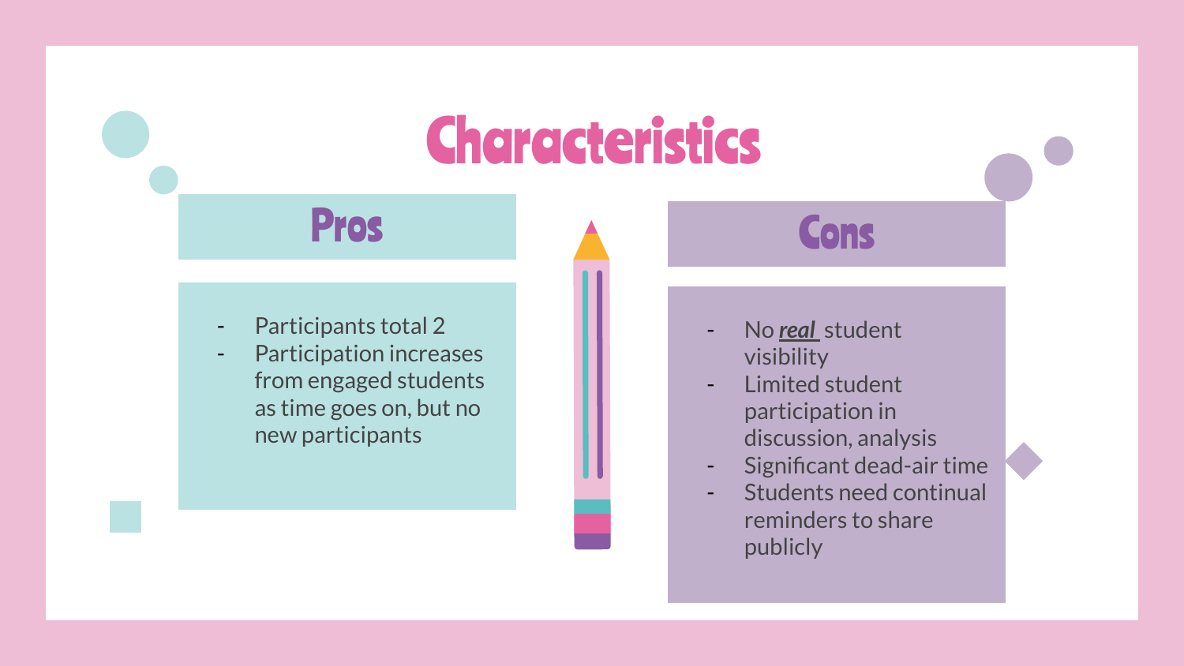# Characteristics

## Pros

- Participants total 2
- Participation increases from engaged students as time goes on, but no new participants

## Cons

- No ***real*** student visibility
- Limited student participation in discussion, analysis
- Significant dead-air time
- Students need continual reminders to share publicly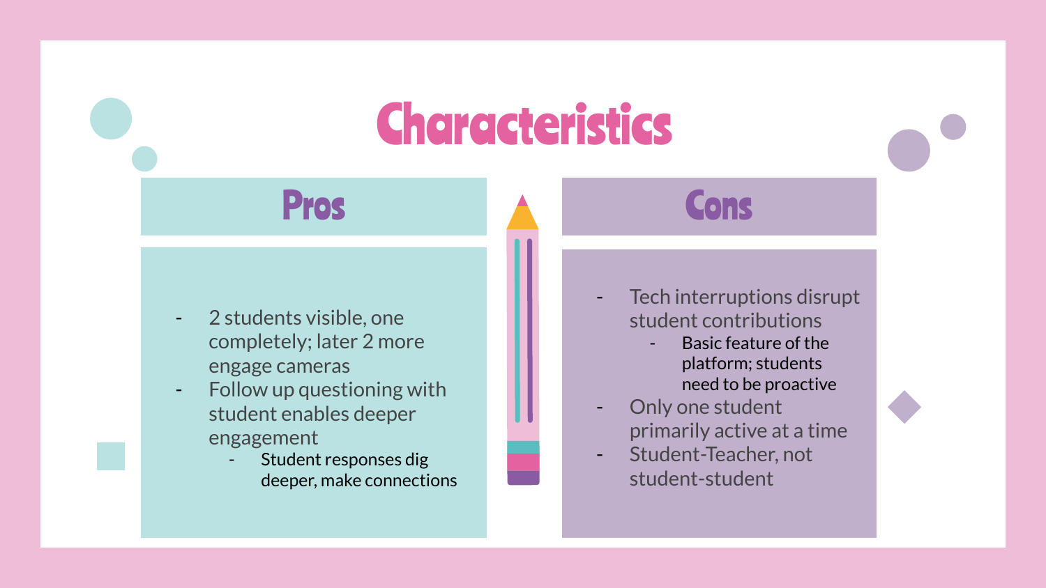# Characteristics

## Pros

- 2 students visible, one completely; later 2 more engage cameras
- Follow up questioning with student enables deeper engagement
    - Student responses dig deeper, make connections

## Cons

- Tech interruptions disrupt student contributions
    - Basic feature of the platform; students need to be proactive
- Only one student primarily active at a time
- Student-Teacher, not student-student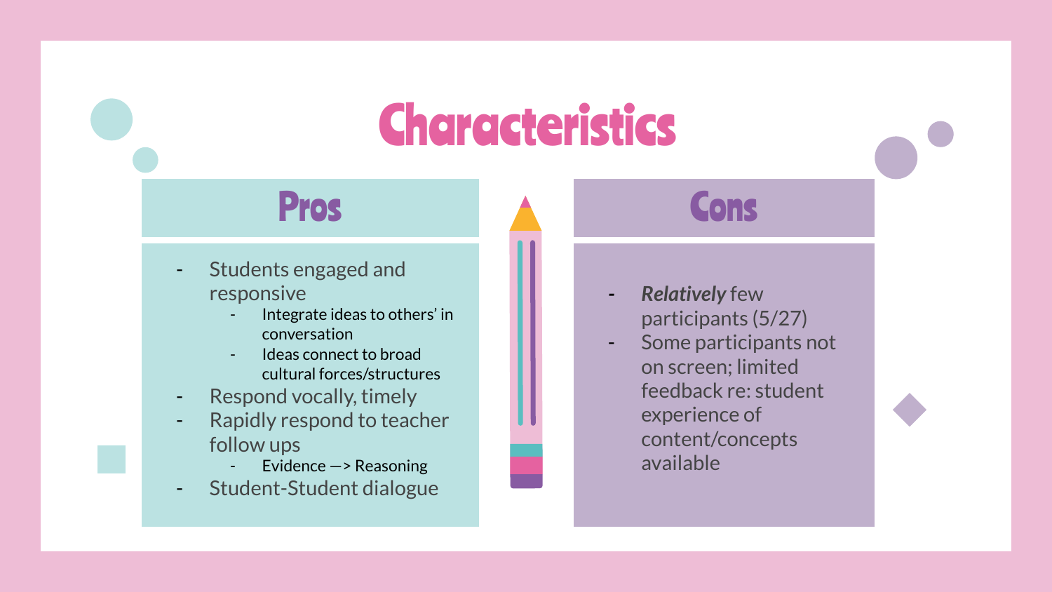# Characteristics

## Pros

- Students engaged and responsive
  - Integrate ideas to others' in conversation
  - Ideas connect to broad cultural forces/structures
- Respond vocally, timely
- Rapidly respond to teacher follow ups
  - Evidence —> Reasoning
- Student-Student dialogue

## Cons

- ***Relatively*** few participants (5/27)
- Some participants not on screen; limited feedback re: student experience of content/concepts available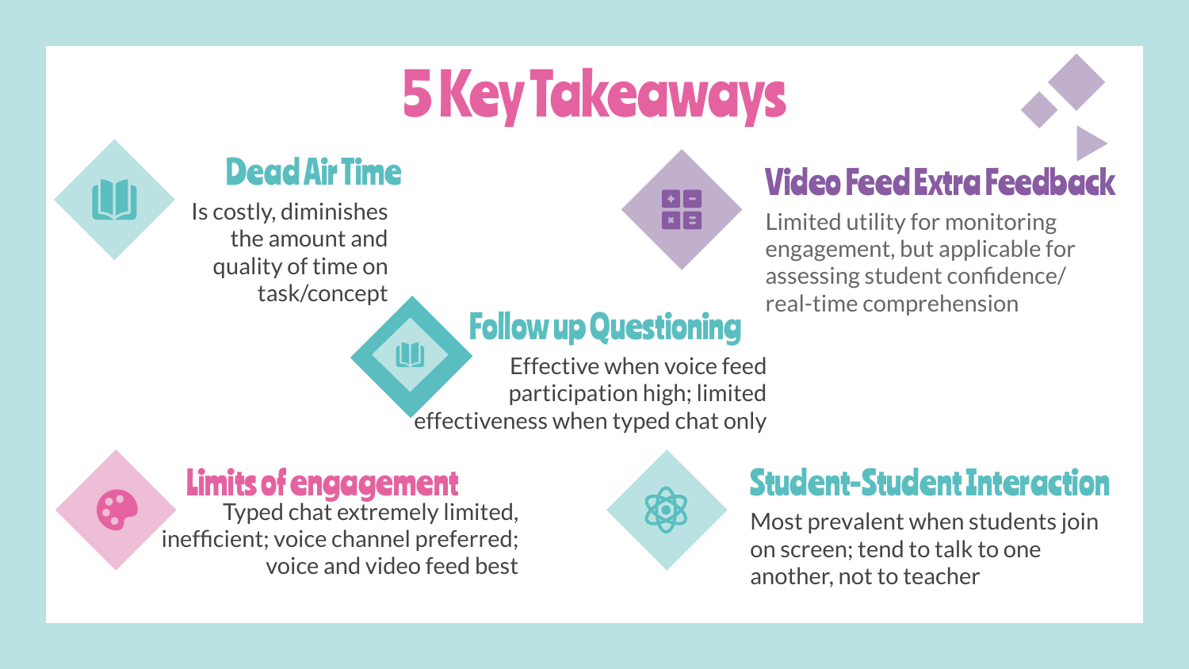# 5 Key Takeaways

## Dead Air Time

Is costly, diminishes the amount and quality of time on task/concept

## Video Feed Extra Feedback

Limited utility for monitoring engagement, but applicable for assessing student confidence/ real-time comprehension

## Follow up Questioning

Effective when voice feed participation high; limited effectiveness when typed chat only

## Limits of engagement

Typed chat extremely limited, inefficient; voice channel preferred; voice and video feed best

## Student-Student Interaction

Most prevalent when students join on screen; tend to talk to one another, not to teacher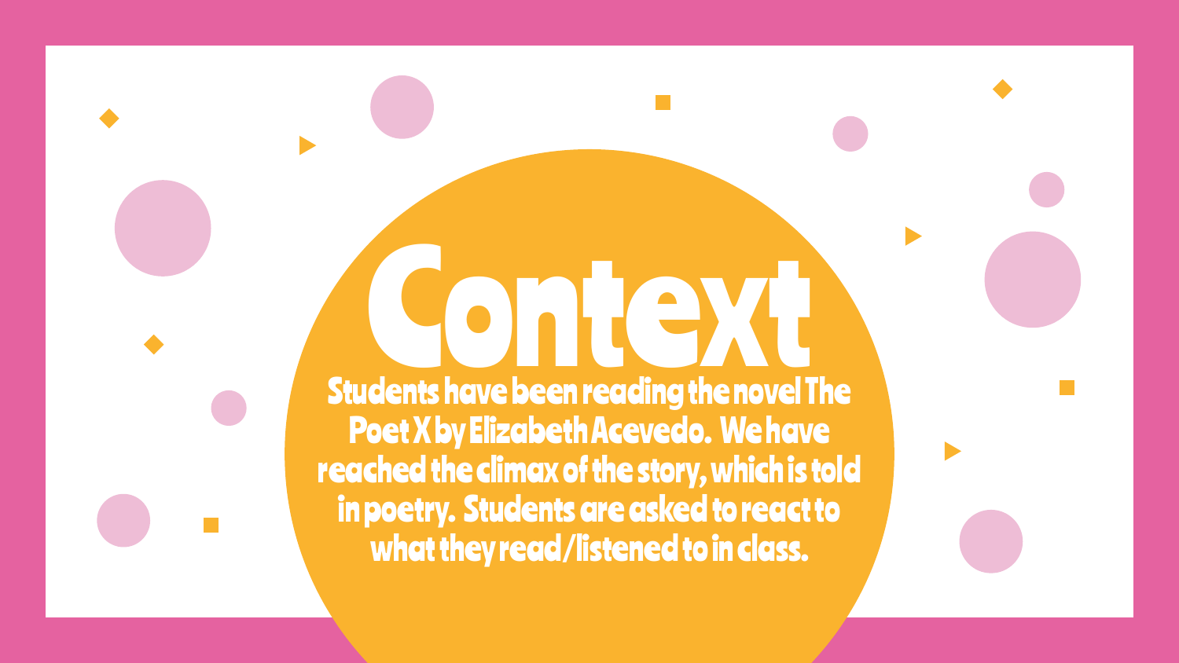# Context

Students have been reading the novel The Poet X by Elizabeth Acevedo. We have reached the climax of the story, which is told in poetry. Students are asked to react to what they read/listened to in class.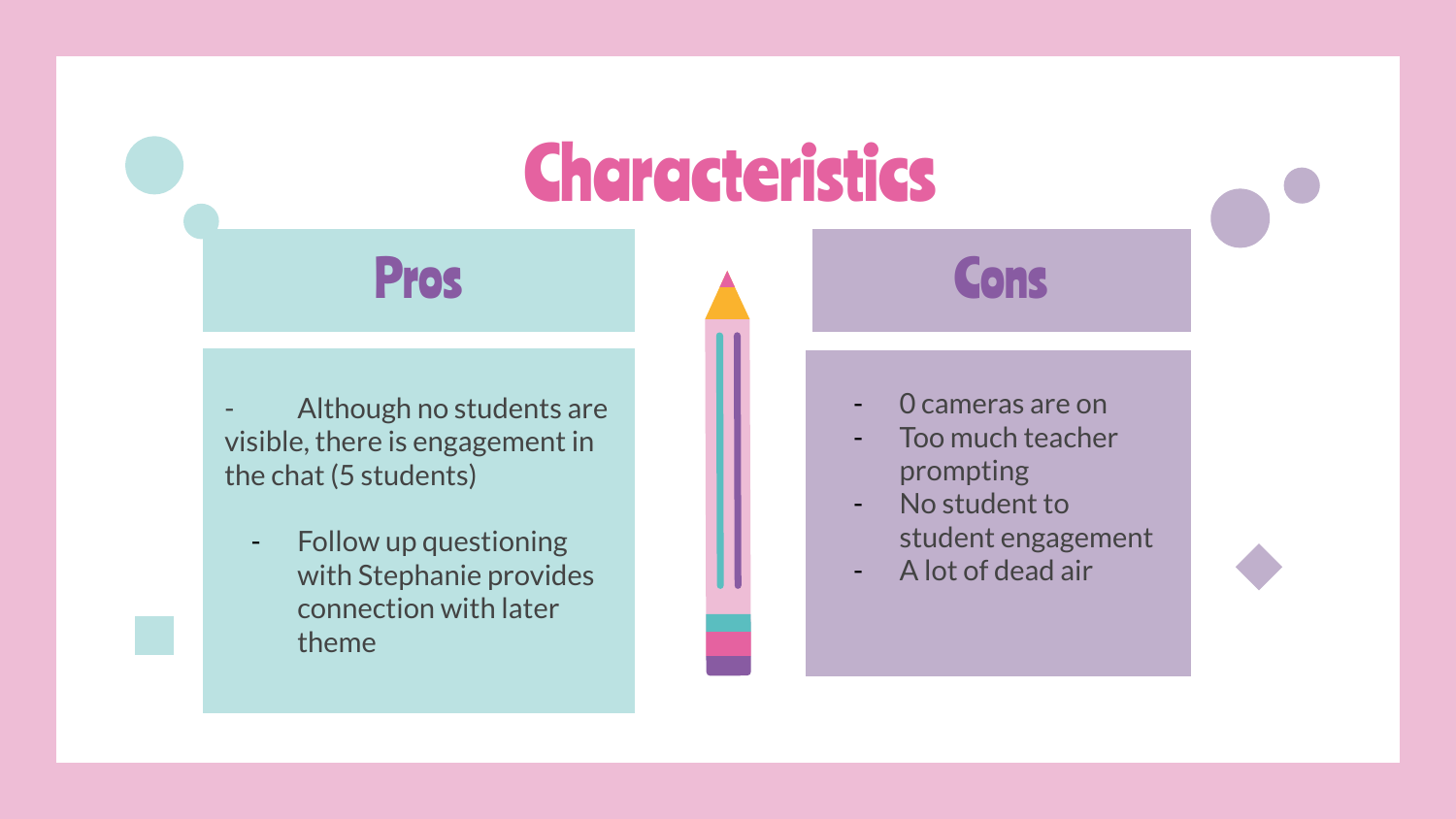# Characteristics

## Pros

- Although no students are visible, there is engagement in the chat (5 students)
- Follow up questioning with Stephanie provides connection with later theme

## Cons

- 0 cameras are on
- Too much teacher prompting
- No student to student engagement
- A lot of dead air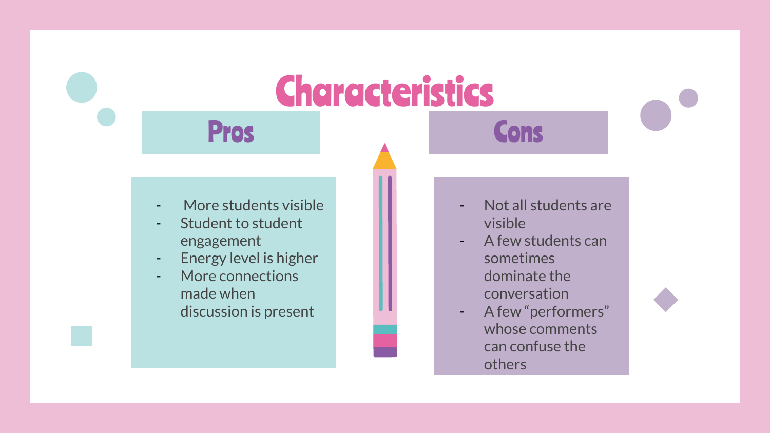# Characteristics

## Pros

- More students visible
- Student to student engagement
- Energy level is higher
- More connections made when discussion is present

## Cons

- Not all students are visible
- A few students can sometimes dominate the conversation
- A few “performers” whose comments can confuse the others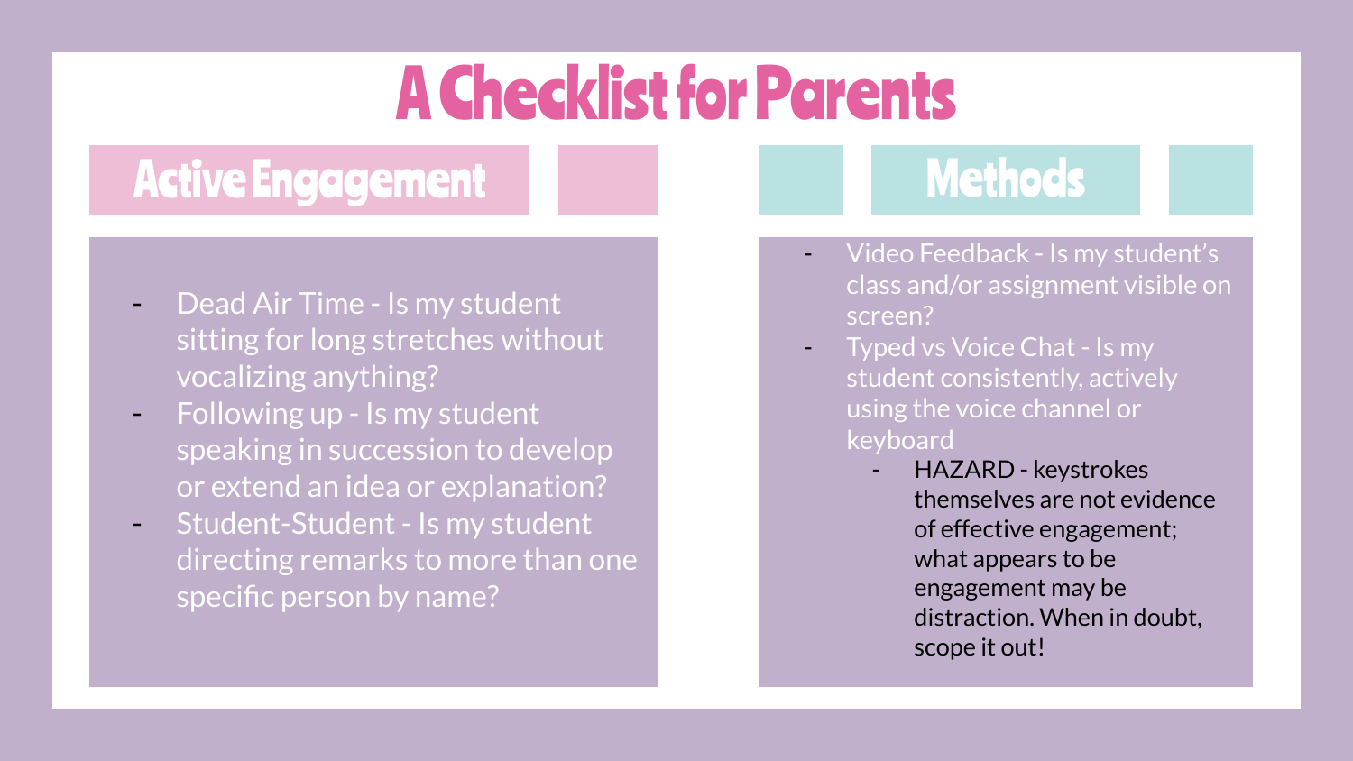# A Checklist for Parents

## Active Engagement

- Dead Air Time - Is my student sitting for long stretches without vocalizing anything?
- Following up - Is my student speaking in succession to develop or extend an idea or explanation?
- Student-Student - Is my student directing remarks to more than one specific person by name?

## Methods

- Video Feedback - Is my student's class and/or assignment visible on screen?
- Typed vs Voice Chat - Is my student consistently, actively using the voice channel or keyboard
    - HAZARD - keystrokes themselves are not evidence of effective engagement; what appears to be engagement may be distraction. When in doubt, scope it out!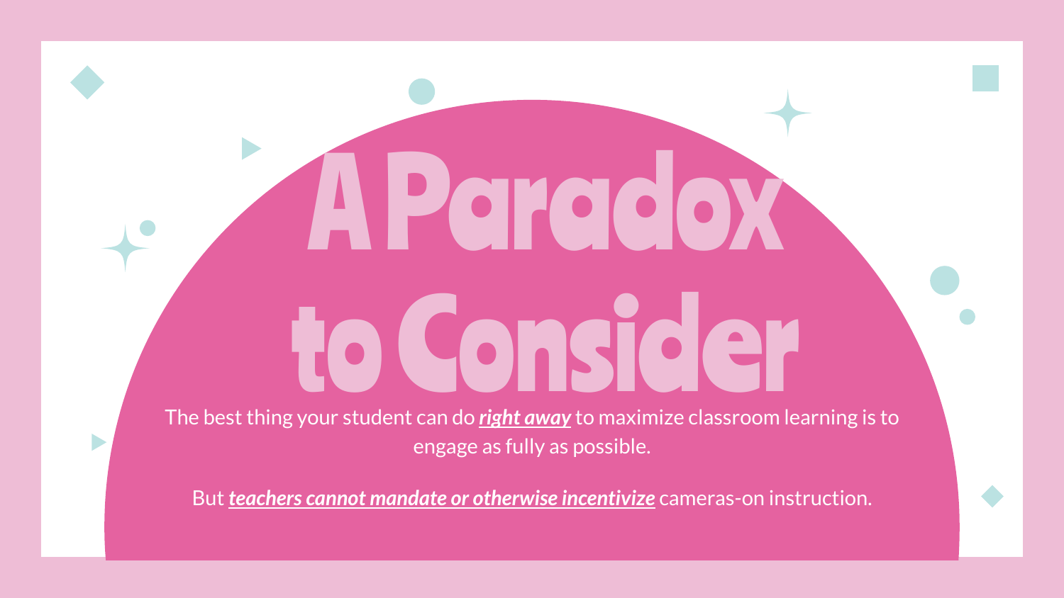# A Paradox to Consider

The best thing your student can do ***right away*** to maximize classroom learning is to engage as fully as possible.

But ***teachers cannot mandate or otherwise incentivize*** cameras-on instruction.